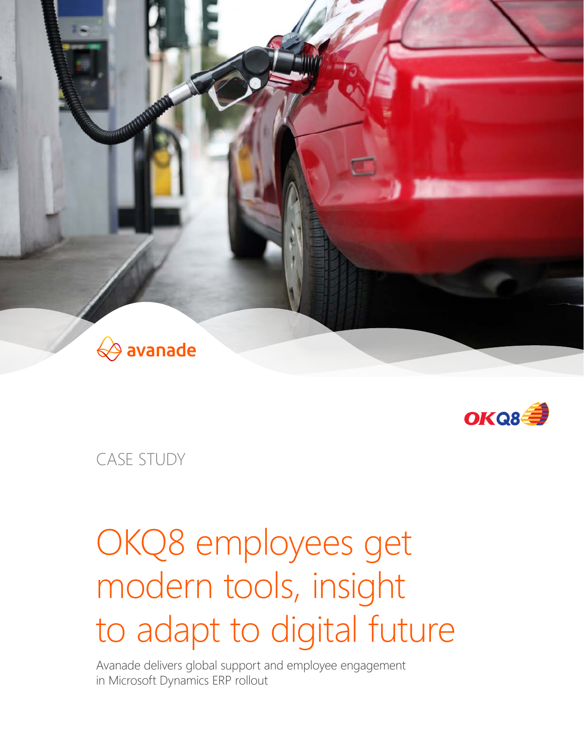avanade

OKQ8

CASE STUDY

# OKQ8 employees get modern tools, insight to adapt to digital future

Avanade delivers global support and employee engagement in Microsoft Dynamics ERP rollout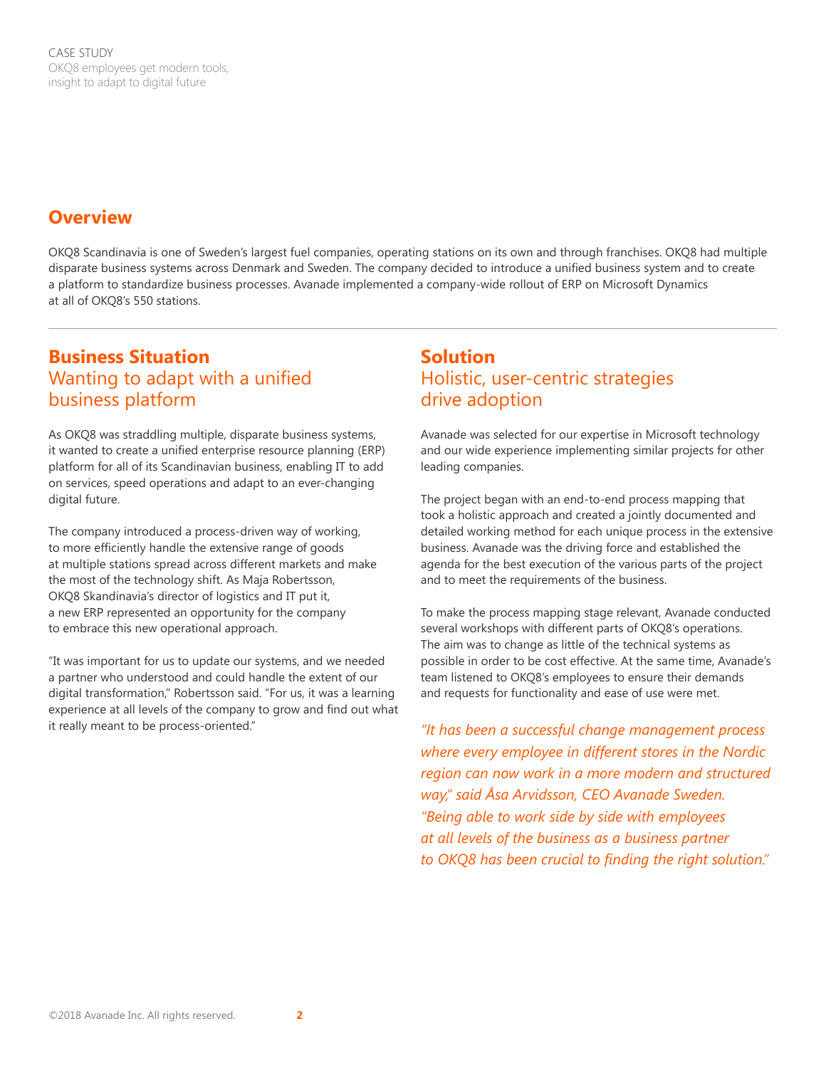## Overview

OKQ8 Scandinavia is one of Sweden's largest fuel companies, operating stations on its own and through franchises. OKQ8 had multiple disparate business systems across Denmark and Sweden. The company decided to introduce a unified business system and to create a platform to standardize business processes. Avanade implemented a company-wide rollout of ERP on Microsoft Dynamics at all of OKQ8's 550 stations.

---

## Business Situation

### Wanting to adapt with a unified business platform

As OKQ8 was straddling multiple, disparate business systems, it wanted to create a unified enterprise resource planning (ERP) platform for all of its Scandinavian business, enabling IT to add on services, speed operations and adapt to an ever-changing digital future.

The company introduced a process-driven way of working, to more efficiently handle the extensive range of goods at multiple stations spread across different markets and make the most of the technology shift. As Maja Robertsson, OKQ8 Skandinavia's director of logistics and IT put it, a new ERP represented an opportunity for the company to embrace this new operational approach.

"It was important for us to update our systems, and we needed a partner who understood and could handle the extent of our digital transformation," Robertsson said. "For us, it was a learning experience at all levels of the company to grow and find out what it really meant to be process-oriented."

## Solution

### Holistic, user-centric strategies drive adoption

Avanade was selected for our expertise in Microsoft technology and our wide experience implementing similar projects for other leading companies.

The project began with an end-to-end process mapping that took a holistic approach and created a jointly documented and detailed working method for each unique process in the extensive business. Avanade was the driving force and established the agenda for the best execution of the various parts of the project and to meet the requirements of the business.

To make the process mapping stage relevant, Avanade conducted several workshops with different parts of OKQ8's operations. The aim was to change as little of the technical systems as possible in order to be cost effective. At the same time, Avanade's team listened to OKQ8's employees to ensure their demands and requests for functionality and ease of use were met.

*"It has been a successful change management process where every employee in different stores in the Nordic region can now work in a more modern and structured way," said Åsa Arvidsson, CEO Avanade Sweden. "Being able to work side by side with employees at all levels of the business as a business partner to OKQ8 has been crucial to finding the right solution."*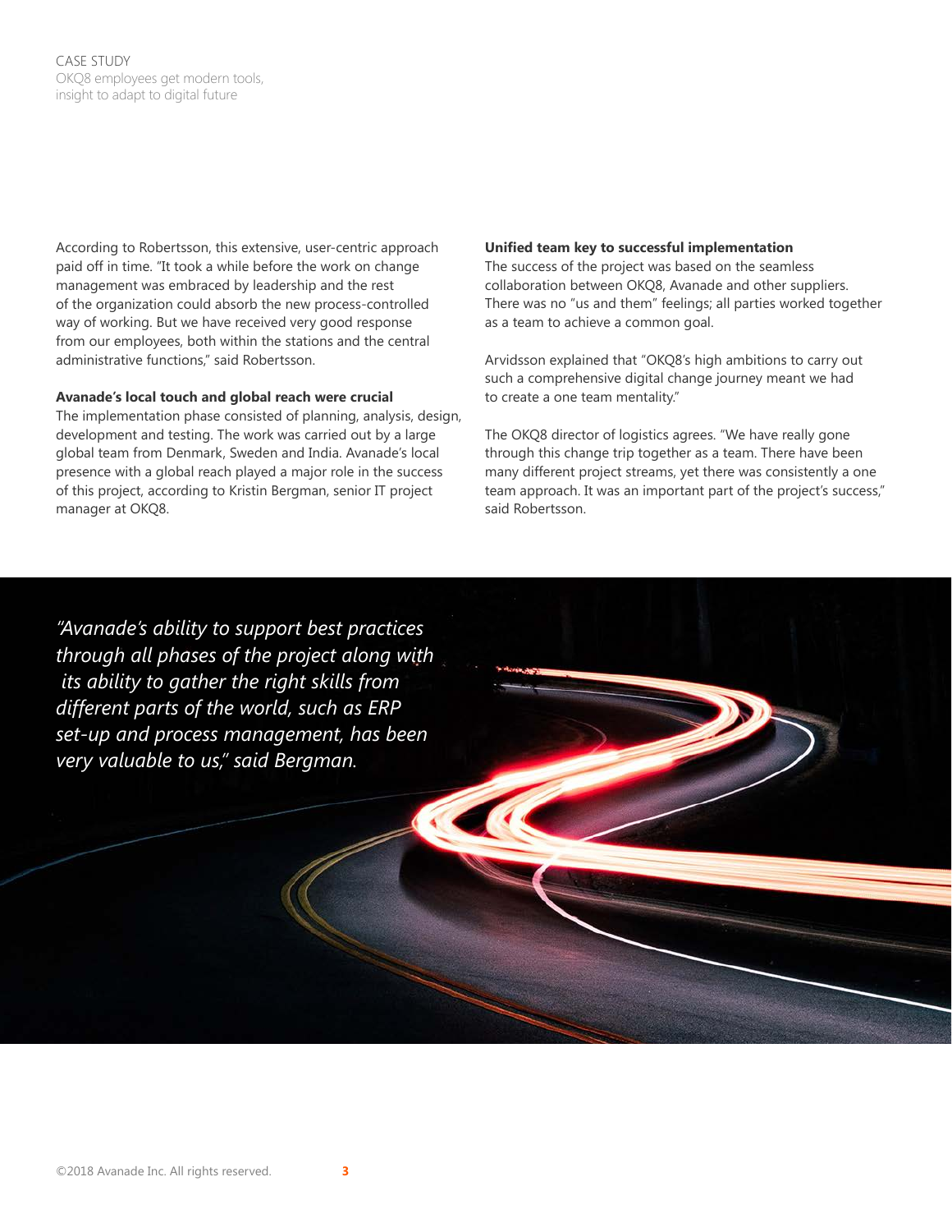According to Robertsson, this extensive, user-centric approach paid off in time. "It took a while before the work on change management was embraced by leadership and the rest of the organization could absorb the new process-controlled way of working. But we have received very good response from our employees, both within the stations and the central administrative functions," said Robertsson.

**Avanade's local touch and global reach were crucial**

The implementation phase consisted of planning, analysis, design, development and testing. The work was carried out by a large global team from Denmark, Sweden and India. Avanade's local presence with a global reach played a major role in the success of this project, according to Kristin Bergman, senior IT project manager at OKQ8.

**Unified team key to successful implementation**

The success of the project was based on the seamless collaboration between OKQ8, Avanade and other suppliers. There was no "us and them" feelings; all parties worked together as a team to achieve a common goal.

Arvidsson explained that "OKQ8's high ambitions to carry out such a comprehensive digital change journey meant we had to create a one team mentality."

The OKQ8 director of logistics agrees. "We have really gone through this change trip together as a team. There have been many different project streams, yet there was consistently a one team approach. It was an important part of the project's success," said Robertsson.

*"Avanade's ability to support best practices through all phases of the project along with its ability to gather the right skills from different parts of the world, such as ERP set-up and process management, has been very valuable to us," said Bergman.*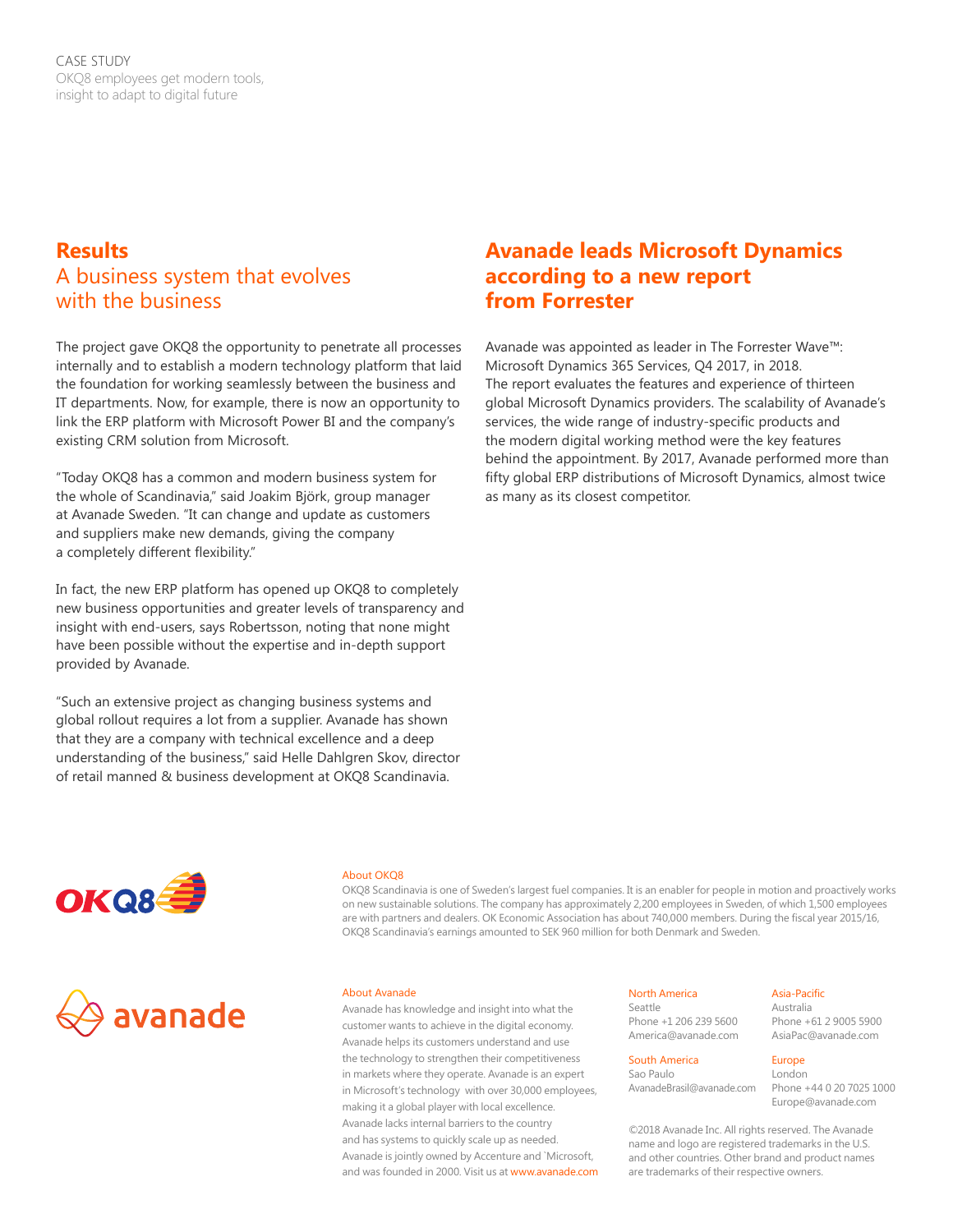CASE STUDY
OKQ8 employees get modern tools, insight to adapt to digital future

## Results
### A business system that evolves with the business

The project gave OKQ8 the opportunity to penetrate all processes internally and to establish a modern technology platform that laid the foundation for working seamlessly between the business and IT departments. Now, for example, there is now an opportunity to link the ERP platform with Microsoft Power BI and the company's existing CRM solution from Microsoft.

"Today OKQ8 has a common and modern business system for the whole of Scandinavia," said Joakim Björk, group manager at Avanade Sweden. "It can change and update as customers and suppliers make new demands, giving the company a completely different flexibility."

In fact, the new ERP platform has opened up OKQ8 to completely new business opportunities and greater levels of transparency and insight with end-users, says Robertsson, noting that none might have been possible without the expertise and in-depth support provided by Avanade.

"Such an extensive project as changing business systems and global rollout requires a lot from a supplier. Avanade has shown that they are a company with technical excellence and a deep understanding of the business," said Helle Dahlgren Skov, director of retail manned & business development at OKQ8 Scandinavia.

## Avanade leads Microsoft Dynamics according to a new report from Forrester

Avanade was appointed as leader in The Forrester Wave™: Microsoft Dynamics 365 Services, Q4 2017, in 2018. The report evaluates the features and experience of thirteen global Microsoft Dynamics providers. The scalability of Avanade's services, the wide range of industry-specific products and the modern digital working method were the key features behind the appointment. By 2017, Avanade performed more than fifty global ERP distributions of Microsoft Dynamics, almost twice as many as its closest competitor.

OKQ8

About OKQ8

OKQ8 Scandinavia is one of Sweden's largest fuel companies. It is an enabler for people in motion and proactively works on new sustainable solutions. The company has approximately 2,200 employees in Sweden, of which 1,500 employees are with partners and dealers. OK Economic Association has about 740,000 members. During the fiscal year 2015/16, OKQ8 Scandinavia's earnings amounted to SEK 960 million for both Denmark and Sweden.

avanade

About Avanade

Avanade has knowledge and insight into what the customer wants to achieve in the digital economy. Avanade helps its customers understand and use the technology to strengthen their competitiveness in markets where they operate. Avanade is an expert in Microsoft's technology with over 30,000 employees, making it a global player with local excellence. Avanade lacks internal barriers to the country and has systems to quickly scale up as needed. Avanade is jointly owned by Accenture and `Microsoft, and was founded in 2000. Visit us at www.avanade.com

North America
Seattle
Phone +1 206 239 5600
America@avanade.com

South America
Sao Paulo
AvanadeBrasil@avanade.com

Asia-Pacific
Australia
Phone +61 2 9005 5900
AsiaPac@avanade.com

Europe
London
Phone +44 0 20 7025 1000
Europe@avanade.com

©2018 Avanade Inc. All rights reserved. The Avanade name and logo are registered trademarks in the U.S. and other countries. Other brand and product names are trademarks of their respective owners.